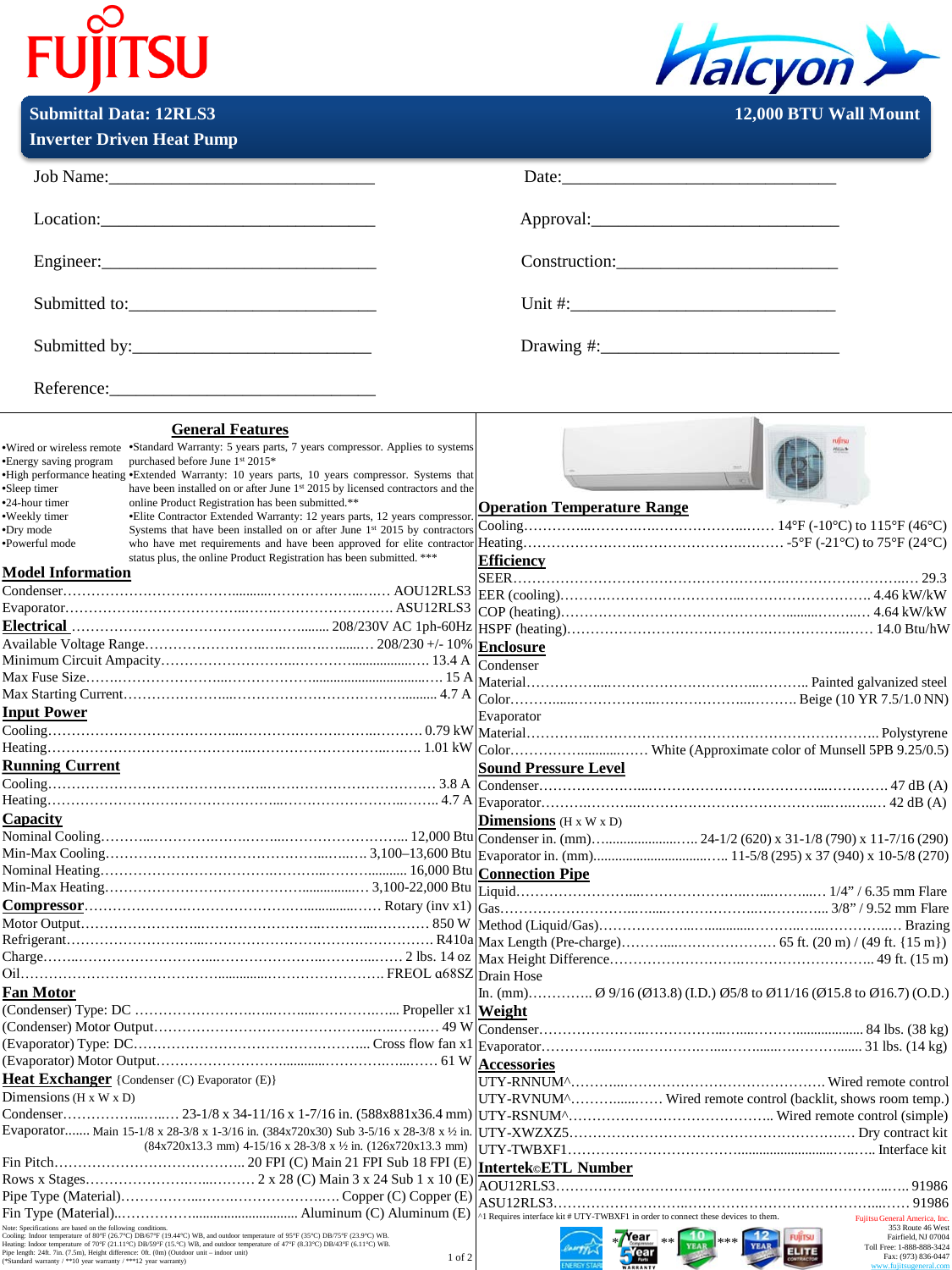# FUJITSU Halcyon

**Submittal Data: 12RLS3** — **12,000 BTU Wall Mount**
**Inverter Driven Heat Pump**

Job Name:______________________________ Date:______________________________

Location:______________________________ Approval:______________________________

Engineer:______________________________ Construction:______________________________

Submitted to:______________________________ Unit #:______________________________

Submitted by:______________________________ Drawing #:______________________________

Reference:______________________________

## General Features

- Wired or wireless remote
- Energy saving program
- High performance heating
- Sleep timer
- 24-hour timer
- Weekly timer
- Dry mode
- Powerful mode

- Standard Warranty: 5 years parts, 7 years compressor. Applies to systems purchased before June 1st 2015*
- Extended Warranty: 10 years parts, 10 years compressor. Systems that have been installed on or after June 1st 2015 by licensed contractors and the online Product Registration has been submitted.**
- Elite Contractor Extended Warranty: 12 years parts, 12 years compressor. Systems that have been installed on or after June 1st 2015 by contractors who have met requirements and have been approved for elite contractor status plus, the online Product Registration has been submitted. ***

## Model Information

| | |
|---|---|
| Condenser | AOU12RLS3 |
| Evaporator | ASU12RLS3 |

## Electrical ........ 208/230V AC 1ph-60Hz

| | |
|---|---|
| Available Voltage Range | 208/230 +/- 10% |
| Minimum Circuit Ampacity | 13.4 A |
| Max Fuse Size | 15 A |
| Max Starting Current | 4.7 A |

## Input Power

| | |
|---|---|
| Cooling | 0.79 kW |
| Heating | 1.01 kW |

## Running Current

| | |
|---|---|
| Cooling | 3.8 A |
| Heating | 4.7 A |

## Capacity

| | |
|---|---|
| Nominal Cooling | 12,000 Btu |
| Min-Max Cooling | 3,100–13,600 Btu |
| Nominal Heating | 16,000 Btu |
| Min-Max Heating | 3,100-22,000 Btu |

## Compressor ........ Rotary (inv x1)

| | |
|---|---|
| Motor Output | 850 W |
| Refrigerant | R410a |
| Charge | 2 lbs. 14 oz |
| Oil | FREOL α68SZ |

## Fan Motor

| | |
|---|---|
| (Condenser) Type: DC | Propeller x1 |
| (Condenser) Motor Output | 49 W |
| (Evaporator) Type: DC | Cross flow fan x1 |
| (Evaporator) Motor Output | 61 W |

## Heat Exchanger {Condenser (C) Evaporator (E)}

Dimensions (H x W x D)

| | |
|---|---|
| Condenser | 23-1/8 x 34-11/16 x 1-7/16 in. (588x881x36.4 mm) |
| Evaporator | Main 15-1/8 x 28-3/8 x 1-3/16 in. (384x720x30) Sub 3-5/16 x 28-3/8 x ½ in. (84x720x13.3 mm) 4-15/16 x 28-3/8 x ½ in. (126x720x13.3 mm) |
| Fin Pitch | 20 FPI (C) Main 21 FPI Sub 18 FPI (E) |
| Rows x Stages | 2 x 28 (C) Main 3 x 24 Sub 1 x 10 (E) |
| Pipe Type (Material) | Copper (C) Copper (E) |
| Fin Type (Material) | Aluminum (C) Aluminum (E) |

## Operation Temperature Range

| | |
|---|---|
| Cooling | 14°F (-10°C) to 115°F (46°C) |
| Heating | -5°F (-21°C) to 75°F (24°C) |

## Efficiency

| | |
|---|---|
| SEER | 29.3 |
| EER (cooling) | 4.46 kW/kW |
| COP (heating) | 4.64 kW/kW |
| HSPF (heating) | 14.0 Btu/hW |

## Enclosure

Condenser

| | |
|---|---|
| Material | Painted galvanized steel |
| Color | Beige (10 YR 7.5/1.0 NN) |

Evaporator

| | |
|---|---|
| Material | Polystyrene |
| Color | White (Approximate color of Munsell 5PB 9.25/0.5) |

## Sound Pressure Level

| | |
|---|---|
| Condenser | 47 dB (A) |
| Evaporator | 42 dB (A) |

## Dimensions (H x W x D)

| | |
|---|---|
| Condenser in. (mm) | 24-1/2 (620) x 31-1/8 (790) x 11-7/16 (290) |
| Evaporator in. (mm) | 11-5/8 (295) x 37 (940) x 10-5/8 (270) |

## Connection Pipe

| | |
|---|---|
| Liquid | 1/4" / 6.35 mm Flare |
| Gas | 3/8" / 9.52 mm Flare |
| Method (Liquid/Gas) | Brazing |
| Max Length (Pre-charge) | 65 ft. (20 m) / (49 ft. {15 m}) |
| Max Height Difference | 49 ft. (15 m) |

Drain Hose

In. (mm)........ Ø 9/16 (Ø13.8) (I.D.) Ø5/8 to Ø11/16 (Ø15.8 to Ø16.7) (O.D.)

## Weight

| | |
|---|---|
| Condenser | 84 lbs. (38 kg) |
| Evaporator | 31 lbs. (14 kg) |

## Accessories

| | |
|---|---|
| UTY-RNNUM^ | Wired remote control |
| UTY-RVNUM^ | Wired remote control (backlit, shows room temp.) |
| UTY-RSNUM^ | Wired remote control (simple) |
| UTY-XWZXZ5 | Dry contract kit |
| UTY-TWBXF1 | Interface kit |

## Intertek©ETL Number

| | |
|---|---|
| AOU12RLS3 | 91986 |
| ASU12RLS3 | 91986 |

^1 Requires interface kit # UTY-TWBXF1 in order to connect these devices to them.

Note: Specifications are based on the following conditions.
Cooling: Indoor temperature of 80°F (26.7°C) DB/67°F (19.44°C) WB, and outdoor temperature of 95°F (35°C) DB/75°F (23.9°C) WB.
Heating: Indoor temperature of 70°F (21.11°C) DB/59°F (15.7°C) WB, and outdoor temperature of 47°F (8.33°C) DB/43°F (6.11°C) WB.
Pipe length: 24ft. 7in. (7.5m), Height difference: 0ft. (0m) (Outdoor unit – indoor unit)
(*Standard warranty / **10 year warranty / ***12 year warranty)

Fujitsu General America, Inc.
353 Route 46 West
Fairfield, NJ 07004
Toll Free: 1-888-888-3424
Fax: (973) 836-0447
www.fujitsugeneral.com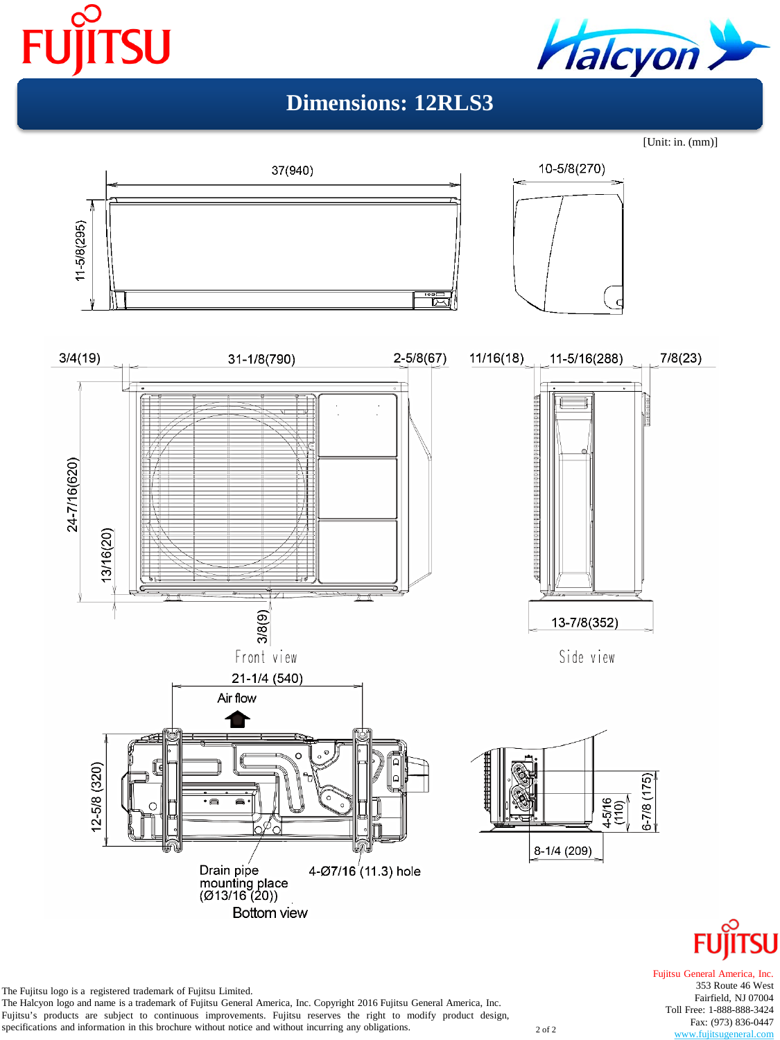# Dimensions: 12RLS3

[Unit: in. (mm)]

37(940)

10-5/8(270)

11-5/8(295)

3/4(19)

31-1/8(790)

2-5/8(67)

11/16(18)

11-5/16(288)

7/8(23)

24-7/16(620)

13/16(20)

3/8(9)

13-7/8(352)

Front view

Side view

21-1/4 (540)

Air flow

12-5/8 (320)

4-5/16 (110)

6-7/8 (175)

8-1/4 (209)

Drain pipe mounting place (Ø13/16 (20))

4-Ø7/16 (11.3) hole

Bottom view

The Fujitsu logo is a registered trademark of Fujitsu Limited.
The Halcyon logo and name is a trademark of Fujitsu General America, Inc. Copyright 2016 Fujitsu General America, Inc.
Fujitsu's products are subject to continuous improvements. Fujitsu reserves the right to modify product design, specifications and information in this brochure without notice and without incurring any obligations.

Fujitsu General America, Inc.
353 Route 46 West
Fairfield, NJ 07004
Toll Free: 1-888-888-3424
Fax: (973) 836-0447
www.fujitsugeneral.com